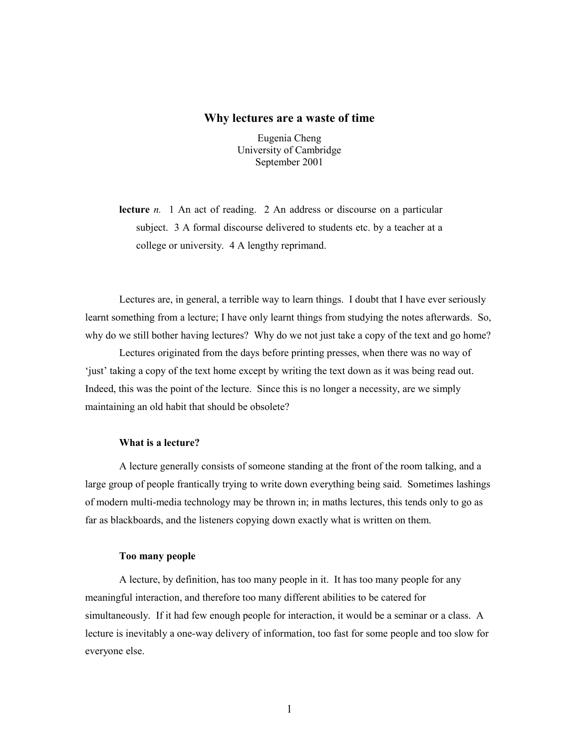# Why lectures are a waste of time

Eugenia Cheng
University of Cambridge
September 2001

> **lecture** *n.* 1 An act of reading. 2 An address or discourse on a particular subject. 3 A formal discourse delivered to students etc. by a teacher at a college or university. 4 A lengthy reprimand.

Lectures are, in general, a terrible way to learn things. I doubt that I have ever seriously learnt something from a lecture; I have only learnt things from studying the notes afterwards. So, why do we still bother having lectures? Why do we not just take a copy of the text and go home?

Lectures originated from the days before printing presses, when there was no way of 'just' taking a copy of the text home except by writing the text down as it was being read out. Indeed, this was the point of the lecture. Since this is no longer a necessity, are we simply maintaining an old habit that should be obsolete?

### What is a lecture?

A lecture generally consists of someone standing at the front of the room talking, and a large group of people frantically trying to write down everything being said. Sometimes lashings of modern multi-media technology may be thrown in; in maths lectures, this tends only to go as far as blackboards, and the listeners copying down exactly what is written on them.

### Too many people

A lecture, by definition, has too many people in it. It has too many people for any meaningful interaction, and therefore too many different abilities to be catered for simultaneously. If it had few enough people for interaction, it would be a seminar or a class. A lecture is inevitably a one-way delivery of information, too fast for some people and too slow for everyone else.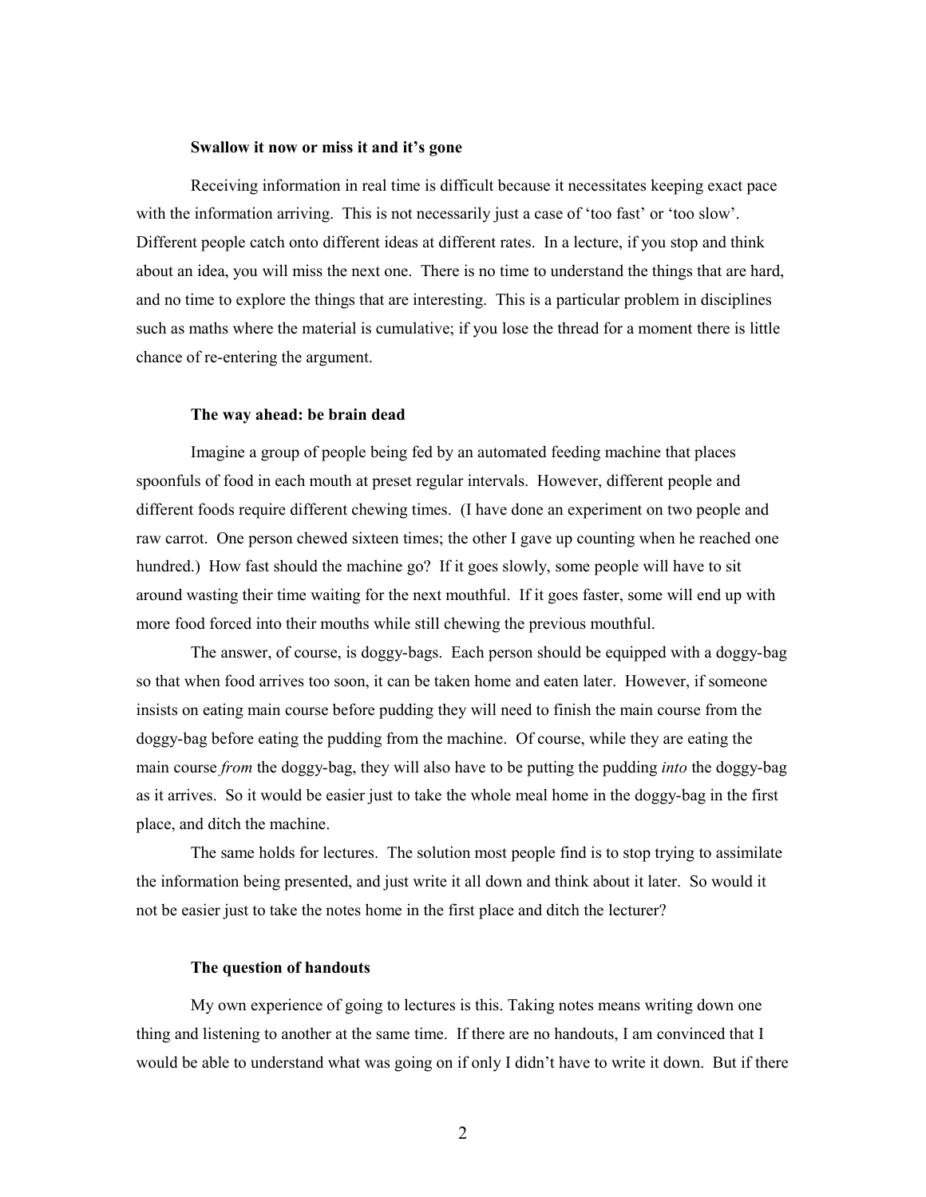### Swallow it now or miss it and it's gone

Receiving information in real time is difficult because it necessitates keeping exact pace with the information arriving. This is not necessarily just a case of 'too fast' or 'too slow'. Different people catch onto different ideas at different rates. In a lecture, if you stop and think about an idea, you will miss the next one. There is no time to understand the things that are hard, and no time to explore the things that are interesting. This is a particular problem in disciplines such as maths where the material is cumulative; if you lose the thread for a moment there is little chance of re-entering the argument.

### The way ahead: be brain dead

Imagine a group of people being fed by an automated feeding machine that places spoonfuls of food in each mouth at preset regular intervals. However, different people and different foods require different chewing times. (I have done an experiment on two people and raw carrot. One person chewed sixteen times; the other I gave up counting when he reached one hundred.) How fast should the machine go? If it goes slowly, some people will have to sit around wasting their time waiting for the next mouthful. If it goes faster, some will end up with more food forced into their mouths while still chewing the previous mouthful.

The answer, of course, is doggy-bags. Each person should be equipped with a doggy-bag so that when food arrives too soon, it can be taken home and eaten later. However, if someone insists on eating main course before pudding they will need to finish the main course from the doggy-bag before eating the pudding from the machine. Of course, while they are eating the main course *from* the doggy-bag, they will also have to be putting the pudding *into* the doggy-bag as it arrives. So it would be easier just to take the whole meal home in the doggy-bag in the first place, and ditch the machine.

The same holds for lectures. The solution most people find is to stop trying to assimilate the information being presented, and just write it all down and think about it later. So would it not be easier just to take the notes home in the first place and ditch the lecturer?

### The question of handouts

My own experience of going to lectures is this. Taking notes means writing down one thing and listening to another at the same time. If there are no handouts, I am convinced that I would be able to understand what was going on if only I didn't have to write it down. But if there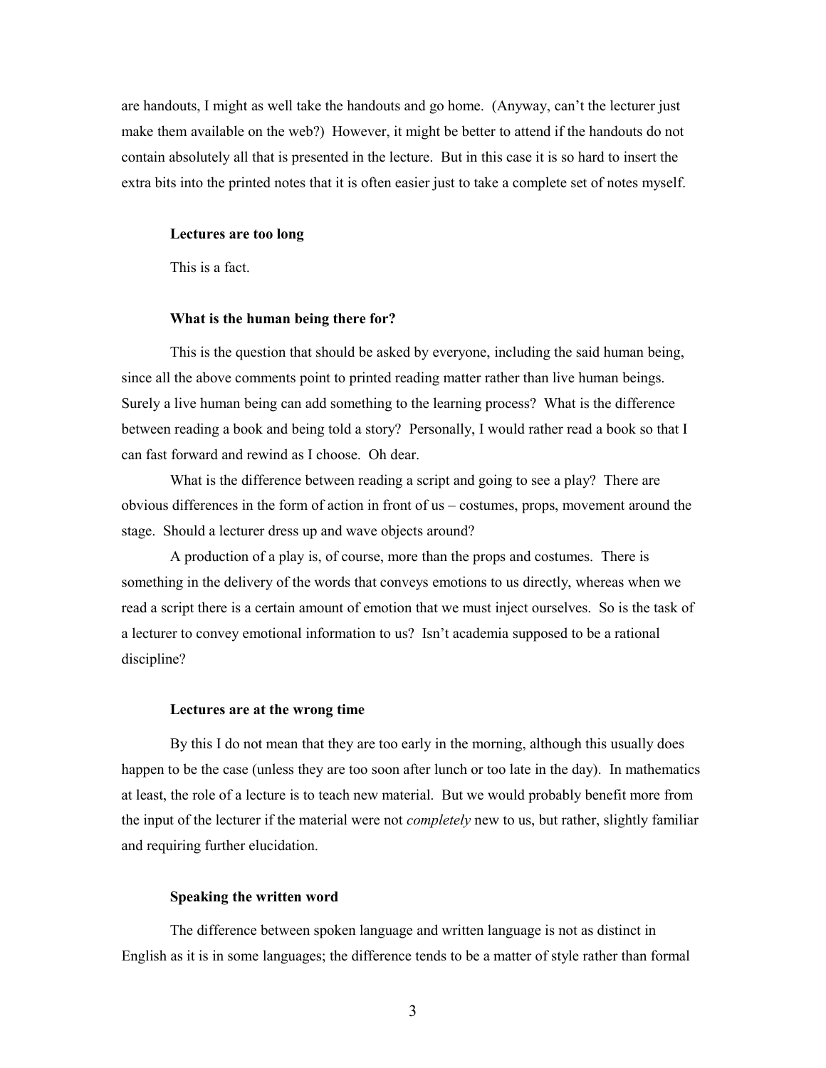are handouts, I might as well take the handouts and go home. (Anyway, can't the lecturer just make them available on the web?) However, it might be better to attend if the handouts do not contain absolutely all that is presented in the lecture. But in this case it is so hard to insert the extra bits into the printed notes that it is often easier just to take a complete set of notes myself.

**Lectures are too long**

This is a fact.

**What is the human being there for?**

This is the question that should be asked by everyone, including the said human being, since all the above comments point to printed reading matter rather than live human beings. Surely a live human being can add something to the learning process? What is the difference between reading a book and being told a story? Personally, I would rather read a book so that I can fast forward and rewind as I choose. Oh dear.

What is the difference between reading a script and going to see a play? There are obvious differences in the form of action in front of us – costumes, props, movement around the stage. Should a lecturer dress up and wave objects around?

A production of a play is, of course, more than the props and costumes. There is something in the delivery of the words that conveys emotions to us directly, whereas when we read a script there is a certain amount of emotion that we must inject ourselves. So is the task of a lecturer to convey emotional information to us? Isn't academia supposed to be a rational discipline?

**Lectures are at the wrong time**

By this I do not mean that they are too early in the morning, although this usually does happen to be the case (unless they are too soon after lunch or too late in the day). In mathematics at least, the role of a lecture is to teach new material. But we would probably benefit more from the input of the lecturer if the material were not *completely* new to us, but rather, slightly familiar and requiring further elucidation.

**Speaking the written word**

The difference between spoken language and written language is not as distinct in English as it is in some languages; the difference tends to be a matter of style rather than formal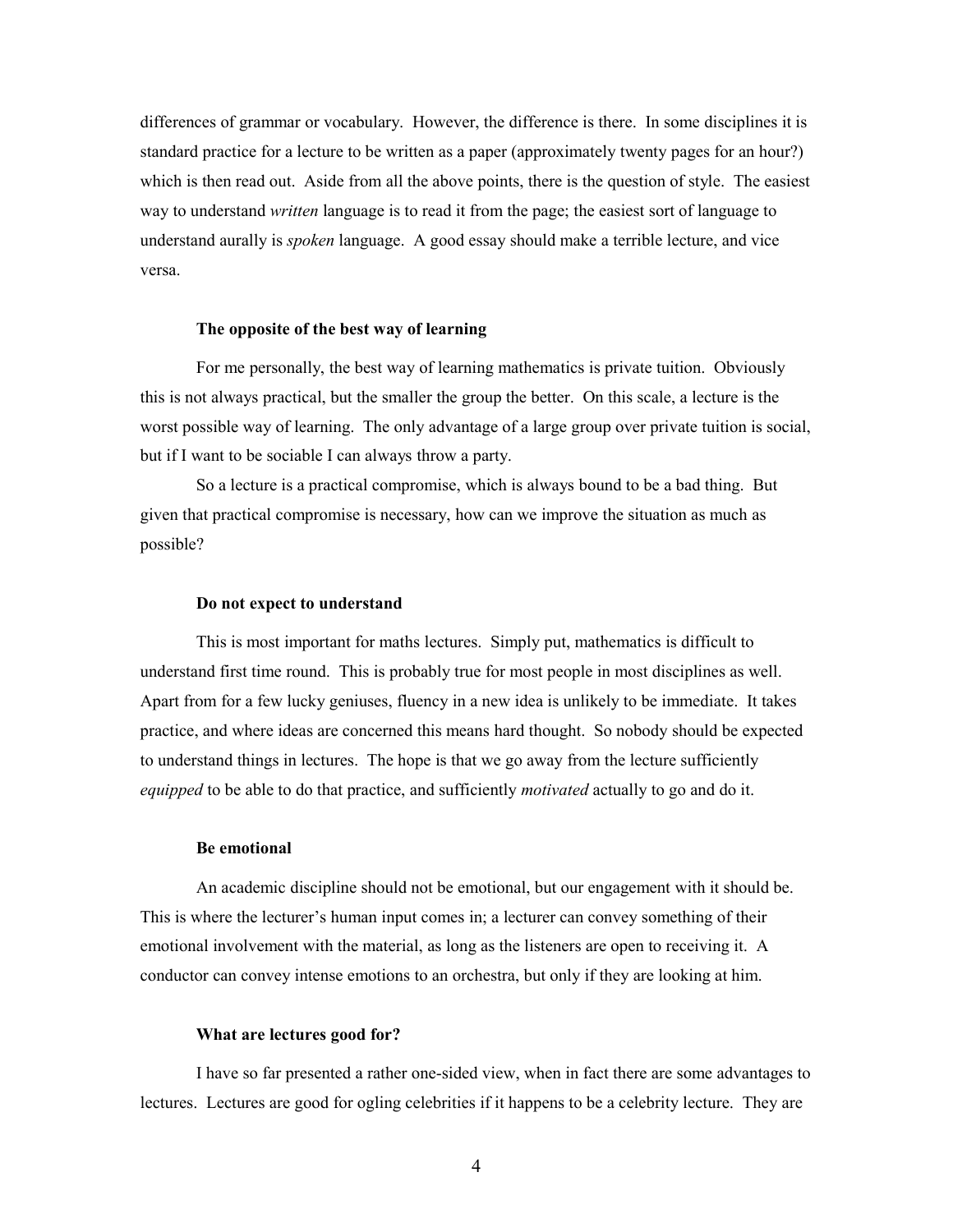differences of grammar or vocabulary. However, the difference is there. In some disciplines it is standard practice for a lecture to be written as a paper (approximately twenty pages for an hour?) which is then read out. Aside from all the above points, there is the question of style. The easiest way to understand *written* language is to read it from the page; the easiest sort of language to understand aurally is *spoken* language. A good essay should make a terrible lecture, and vice versa.

**The opposite of the best way of learning**

For me personally, the best way of learning mathematics is private tuition. Obviously this is not always practical, but the smaller the group the better. On this scale, a lecture is the worst possible way of learning. The only advantage of a large group over private tuition is social, but if I want to be sociable I can always throw a party.

So a lecture is a practical compromise, which is always bound to be a bad thing. But given that practical compromise is necessary, how can we improve the situation as much as possible?

**Do not expect to understand**

This is most important for maths lectures. Simply put, mathematics is difficult to understand first time round. This is probably true for most people in most disciplines as well. Apart from for a few lucky geniuses, fluency in a new idea is unlikely to be immediate. It takes practice, and where ideas are concerned this means hard thought. So nobody should be expected to understand things in lectures. The hope is that we go away from the lecture sufficiently *equipped* to be able to do that practice, and sufficiently *motivated* actually to go and do it.

**Be emotional**

An academic discipline should not be emotional, but our engagement with it should be. This is where the lecturer's human input comes in; a lecturer can convey something of their emotional involvement with the material, as long as the listeners are open to receiving it. A conductor can convey intense emotions to an orchestra, but only if they are looking at him.

**What are lectures good for?**

I have so far presented a rather one-sided view, when in fact there are some advantages to lectures. Lectures are good for ogling celebrities if it happens to be a celebrity lecture. They are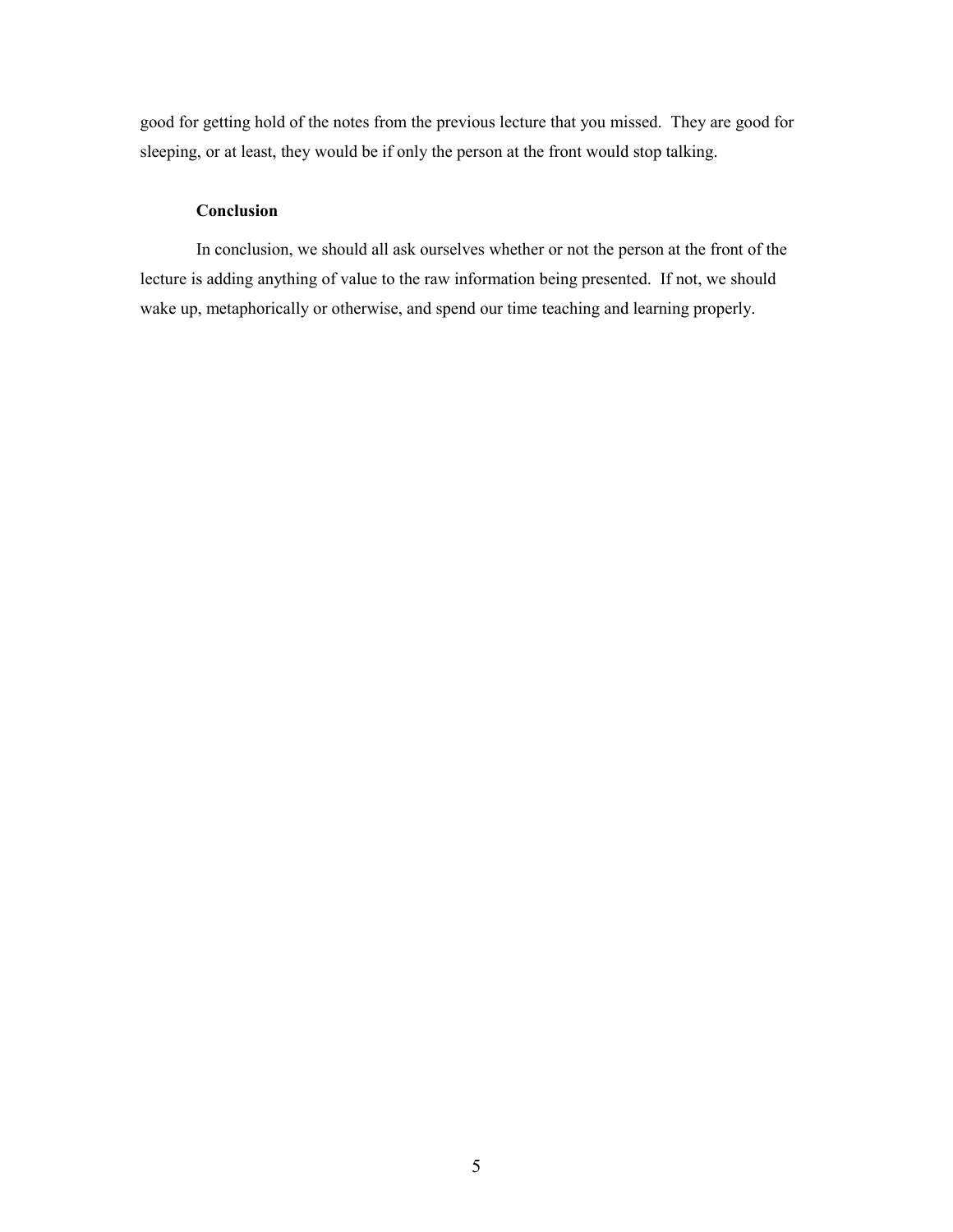good for getting hold of the notes from the previous lecture that you missed. They are good for sleeping, or at least, they would be if only the person at the front would stop talking.

## Conclusion

In conclusion, we should all ask ourselves whether or not the person at the front of the lecture is adding anything of value to the raw information being presented. If not, we should wake up, metaphorically or otherwise, and spend our time teaching and learning properly.